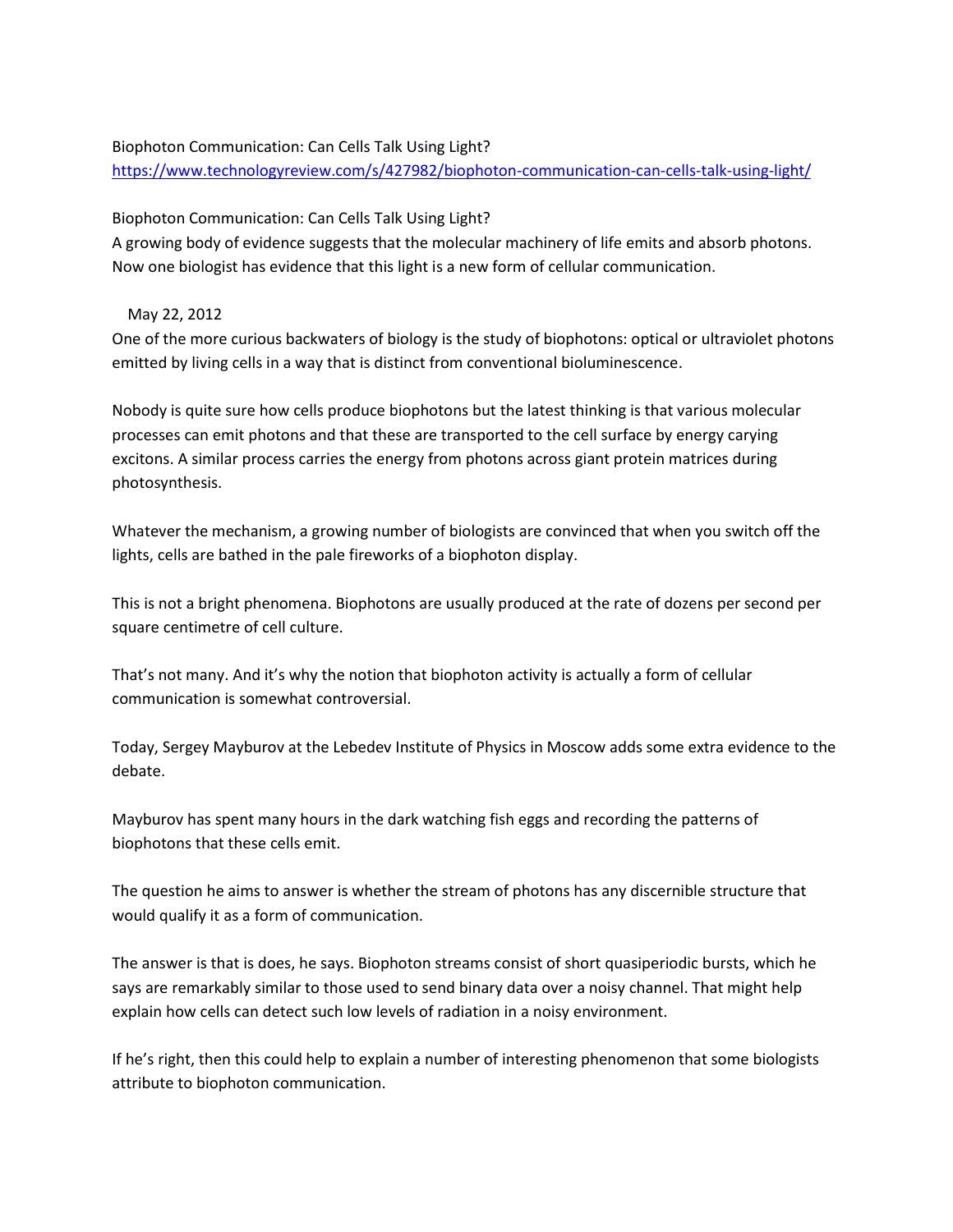Biophoton Communication: Can Cells Talk Using Light?
https://www.technologyreview.com/s/427982/biophoton-communication-can-cells-talk-using-light/

# Biophoton Communication: Can Cells Talk Using Light?

A growing body of evidence suggests that the molecular machinery of life emits and absorb photons. Now one biologist has evidence that this light is a new form of cellular communication.

May 22, 2012

One of the more curious backwaters of biology is the study of biophotons: optical or ultraviolet photons emitted by living cells in a way that is distinct from conventional bioluminescence.

Nobody is quite sure how cells produce biophotons but the latest thinking is that various molecular processes can emit photons and that these are transported to the cell surface by energy carying excitons. A similar process carries the energy from photons across giant protein matrices during photosynthesis.

Whatever the mechanism, a growing number of biologists are convinced that when you switch off the lights, cells are bathed in the pale fireworks of a biophoton display.

This is not a bright phenomena. Biophotons are usually produced at the rate of dozens per second per square centimetre of cell culture.

That's not many. And it's why the notion that biophoton activity is actually a form of cellular communication is somewhat controversial.

Today, Sergey Mayburov at the Lebedev Institute of Physics in Moscow adds some extra evidence to the debate.

Mayburov has spent many hours in the dark watching fish eggs and recording the patterns of biophotons that these cells emit.

The question he aims to answer is whether the stream of photons has any discernible structure that would qualify it as a form of communication.

The answer is that is does, he says. Biophoton streams consist of short quasiperiodic bursts, which he says are remarkably similar to those used to send binary data over a noisy channel. That might help explain how cells can detect such low levels of radiation in a noisy environment.

If he's right, then this could help to explain a number of interesting phenomenon that some biologists attribute to biophoton communication.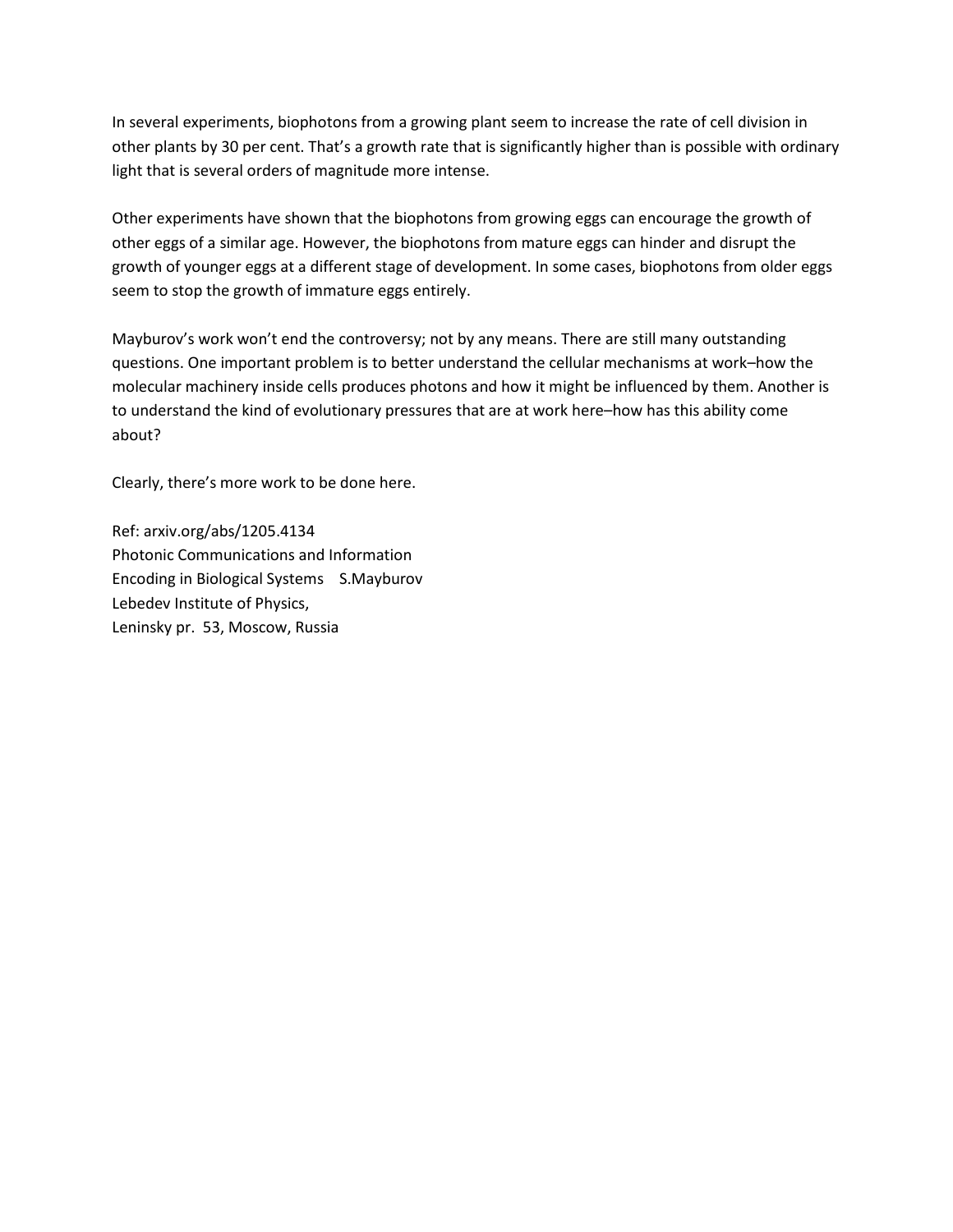In several experiments, biophotons from a growing plant seem to increase the rate of cell division in other plants by 30 per cent. That's a growth rate that is significantly higher than is possible with ordinary light that is several orders of magnitude more intense.

Other experiments have shown that the biophotons from growing eggs can encourage the growth of other eggs of a similar age. However, the biophotons from mature eggs can hinder and disrupt the growth of younger eggs at a different stage of development. In some cases, biophotons from older eggs seem to stop the growth of immature eggs entirely.

Mayburov's work won't end the controversy; not by any means. There are still many outstanding questions. One important problem is to better understand the cellular mechanisms at work–how the molecular machinery inside cells produces photons and how it might be influenced by them. Another is to understand the kind of evolutionary pressures that are at work here–how has this ability come about?

Clearly, there's more work to be done here.

Ref: arxiv.org/abs/1205.4134
Photonic Communications and Information
Encoding in Biological Systems S.Mayburov
Lebedev Institute of Physics,
Leninsky pr. 53, Moscow, Russia